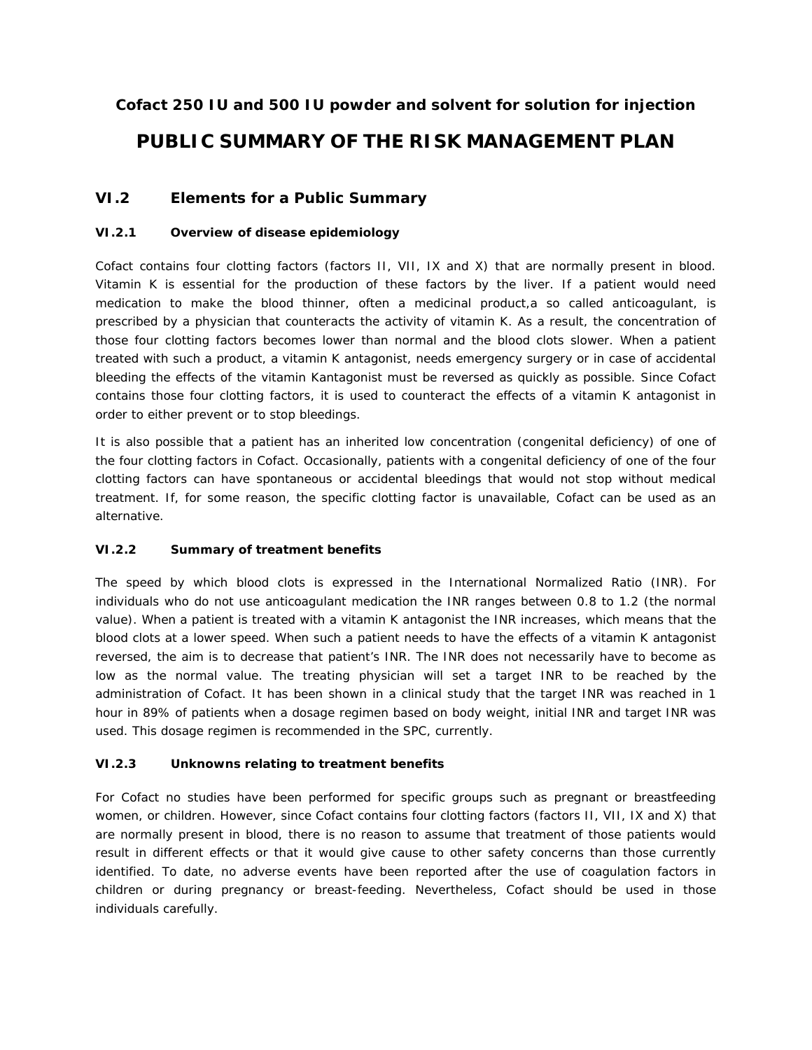**Cofact 250 IU and 500 IU powder and solvent for solution for injection**

# PUBLIC SUMMARY OF THE RISK MANAGEMENT PLAN

## VI.2 Elements for a Public Summary

### VI.2.1 Overview of disease epidemiology

Cofact contains four clotting factors (factors II, VII, IX and X) that are normally present in blood. Vitamin K is essential for the production of these factors by the liver. If a patient would need medication to make the blood thinner, often a medicinal product,a so called anticoagulant, is prescribed by a physician that counteracts the activity of vitamin K. As a result, the concentration of those four clotting factors becomes lower than normal and the blood clots slower. When a patient treated with such a product, a vitamin K antagonist, needs emergency surgery or in case of accidental bleeding the effects of the vitamin Kantagonist must be reversed as quickly as possible. Since Cofact contains those four clotting factors, it is used to counteract the effects of a vitamin K antagonist in order to either prevent or to stop bleedings.

It is also possible that a patient has an inherited low concentration (congenital deficiency) of one of the four clotting factors in Cofact. Occasionally, patients with a congenital deficiency of one of the four clotting factors can have spontaneous or accidental bleedings that would not stop without medical treatment. If, for some reason, the specific clotting factor is unavailable, Cofact can be used as an alternative.

### VI.2.2 Summary of treatment benefits

The speed by which blood clots is expressed in the International Normalized Ratio (INR). For individuals who do not use anticoagulant medication the INR ranges between 0.8 to 1.2 (the normal value). When a patient is treated with a vitamin K antagonist the INR increases, which means that the blood clots at a lower speed. When such a patient needs to have the effects of a vitamin K antagonist reversed, the aim is to decrease that patient's INR. The INR does not necessarily have to become as low as the normal value. The treating physician will set a target INR to be reached by the administration of Cofact. It has been shown in a clinical study that the target INR was reached in 1 hour in 89% of patients when a dosage regimen based on body weight, initial INR and target INR was used. This dosage regimen is recommended in the SPC, currently.

### VI.2.3 Unknowns relating to treatment benefits

For Cofact no studies have been performed for specific groups such as pregnant or breastfeeding women, or children. However, since Cofact contains four clotting factors (factors II, VII, IX and X) that are normally present in blood, there is no reason to assume that treatment of those patients would result in different effects or that it would give cause to other safety concerns than those currently identified. To date, no adverse events have been reported after the use of coagulation factors in children or during pregnancy or breast-feeding. Nevertheless, Cofact should be used in those individuals carefully.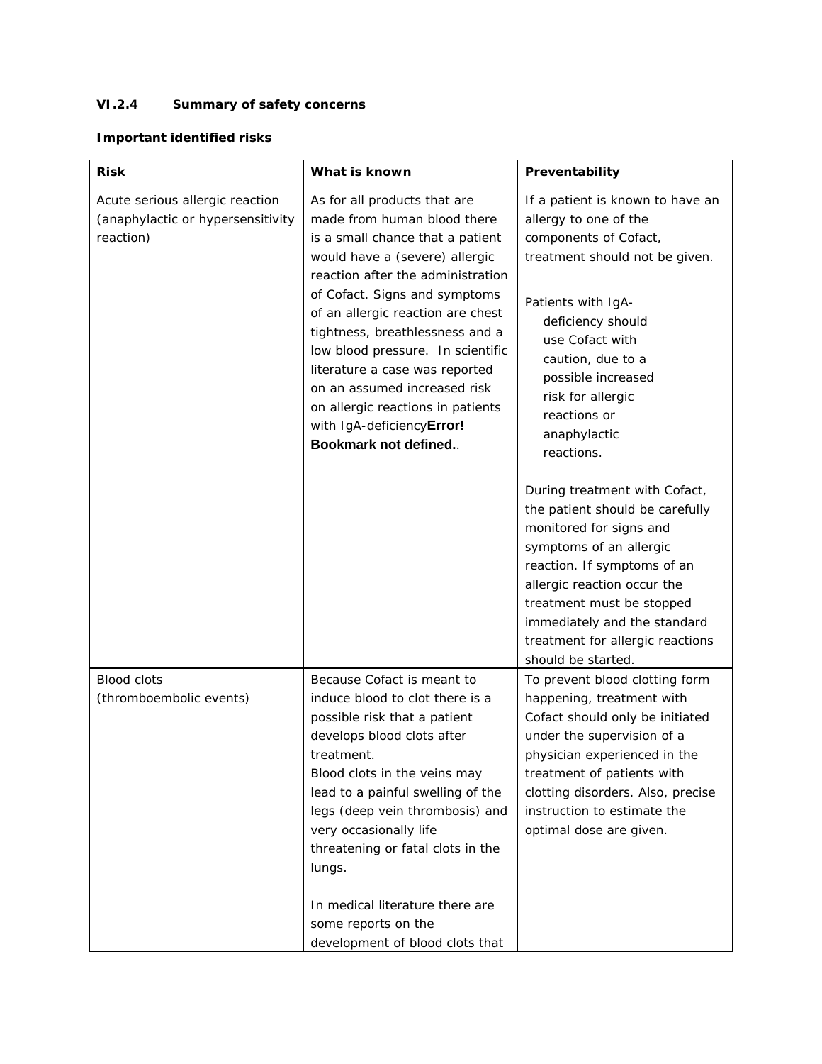### VI.2.4 Summary of safety concerns

**Important identified risks**

| Risk | What is known | Preventability |
|---|---|---|
| Acute serious allergic reaction (anaphylactic or hypersensitivity reaction) | As for all products that are made from human blood there is a small chance that a patient would have a (severe) allergic reaction after the administration of Cofact. Signs and symptoms of an allergic reaction are chest tightness, breathlessness and a low blood pressure. In scientific literature a case was reported on an assumed increased risk on allergic reactions in patients with IgA-deficiency**Error! Bookmark not defined.**. | If a patient is known to have an allergy to one of the components of Cofact, treatment should not be given.<br><br>Patients with IgA-deficiency should use Cofact with caution, due to a possible increased risk for allergic reactions or anaphylactic reactions.<br><br>During treatment with Cofact, the patient should be carefully monitored for signs and symptoms of an allergic reaction. If symptoms of an allergic reaction occur the treatment must be stopped immediately and the standard treatment for allergic reactions should be started. |
| Blood clots (thromboembolic events) | Because Cofact is meant to induce blood to clot there is a possible risk that a patient develops blood clots after treatment.<br>Blood clots in the veins may lead to a painful swelling of the legs (deep vein thrombosis) and very occasionally life threatening or fatal clots in the lungs.<br><br>In medical literature there are some reports on the development of blood clots that | To prevent blood clotting form happening, treatment with Cofact should only be initiated under the supervision of a physician experienced in the treatment of patients with clotting disorders. Also, precise instruction to estimate the optimal dose are given. |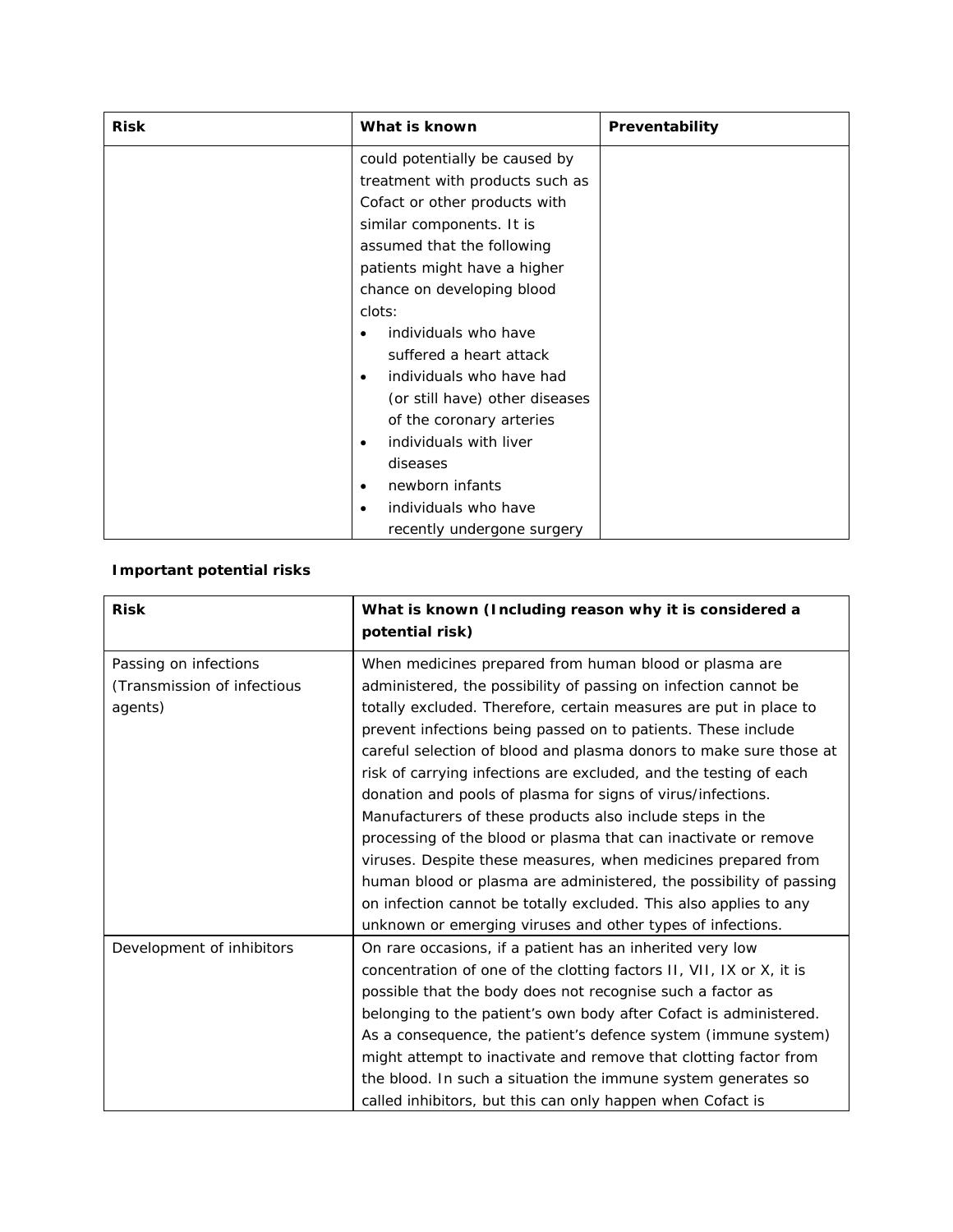| Risk | What is known | Preventability |
| --- | --- | --- |
| | could potentially be caused by treatment with products such as Cofact or other products with similar components. It is assumed that the following patients might have a higher chance on developing blood clots:<br>• individuals who have suffered a heart attack<br>• individuals who have had (or still have) other diseases of the coronary arteries<br>• individuals with liver diseases<br>• newborn infants<br>• individuals who have recently undergone surgery | |

**Important potential risks**

| Risk | What is known (Including reason why it is considered a potential risk) |
| --- | --- |
| Passing on infections (Transmission of infectious agents) | When medicines prepared from human blood or plasma are administered, the possibility of passing on infection cannot be totally excluded. Therefore, certain measures are put in place to prevent infections being passed on to patients. These include careful selection of blood and plasma donors to make sure those at risk of carrying infections are excluded, and the testing of each donation and pools of plasma for signs of virus/infections. Manufacturers of these products also include steps in the processing of the blood or plasma that can inactivate or remove viruses. Despite these measures, when medicines prepared from human blood or plasma are administered, the possibility of passing on infection cannot be totally excluded. This also applies to any unknown or emerging viruses and other types of infections. |
| Development of inhibitors | On rare occasions, if a patient has an inherited very low concentration of one of the clotting factors II, VII, IX or X, it is possible that the body does not recognise such a factor as belonging to the patient's own body after Cofact is administered. As a consequence, the patient's defence system (immune system) might attempt to inactivate and remove that clotting factor from the blood. In such a situation the immune system generates so called inhibitors, but this can only happen when Cofact is |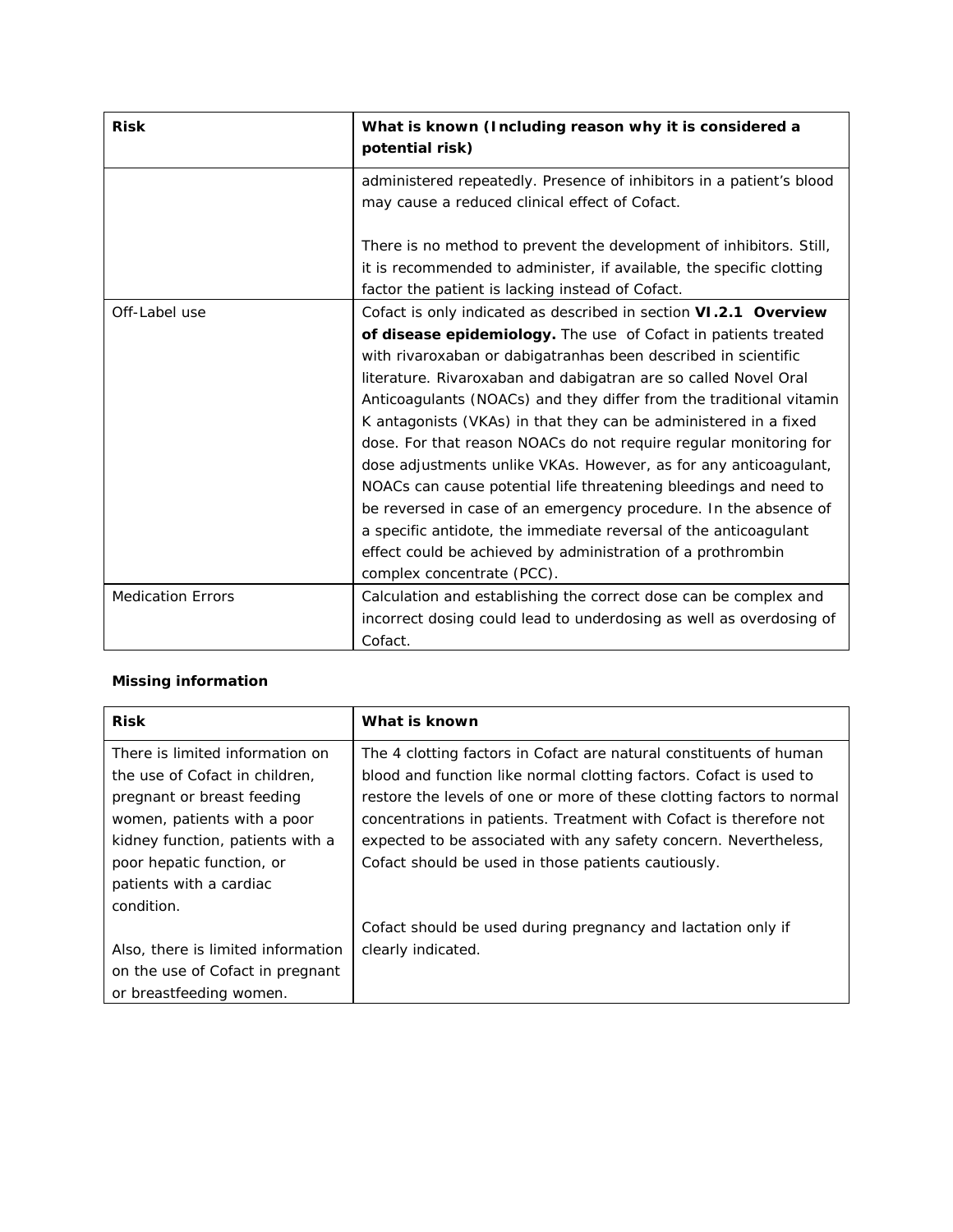| Risk | What is known (Including reason why it is considered a potential risk) |
|---|---|
| | administered repeatedly. Presence of inhibitors in a patient's blood may cause a reduced clinical effect of Cofact.<br><br>There is no method to prevent the development of inhibitors. Still, it is recommended to administer, if available, the specific clotting factor the patient is lacking instead of Cofact. |
| Off-Label use | Cofact is only indicated as described in section **VI.2.1 Overview of disease epidemiology.** The use of Cofact in patients treated with rivaroxaban or dabigatranhas been described in scientific literature. Rivaroxaban and dabigatran are so called Novel Oral Anticoagulants (NOACs) and they differ from the traditional vitamin K antagonists (VKAs) in that they can be administered in a fixed dose. For that reason NOACs do not require regular monitoring for dose adjustments unlike VKAs. However, as for any anticoagulant, NOACs can cause potential life threatening bleedings and need to be reversed in case of an emergency procedure. In the absence of a specific antidote, the immediate reversal of the anticoagulant effect could be achieved by administration of a prothrombin complex concentrate (PCC). |
| Medication Errors | Calculation and establishing the correct dose can be complex and incorrect dosing could lead to underdosing as well as overdosing of Cofact. |

**Missing information**

| Risk | What is known |
|---|---|
| There is limited information on the use of Cofact in children, pregnant or breast feeding women, patients with a poor kidney function, patients with a poor hepatic function, or patients with a cardiac condition.<br><br>Also, there is limited information on the use of Cofact in pregnant or breastfeeding women. | The 4 clotting factors in Cofact are natural constituents of human blood and function like normal clotting factors. Cofact is used to restore the levels of one or more of these clotting factors to normal concentrations in patients. Treatment with Cofact is therefore not expected to be associated with any safety concern. Nevertheless, Cofact should be used in those patients cautiously.<br><br>Cofact should be used during pregnancy and lactation only if clearly indicated. |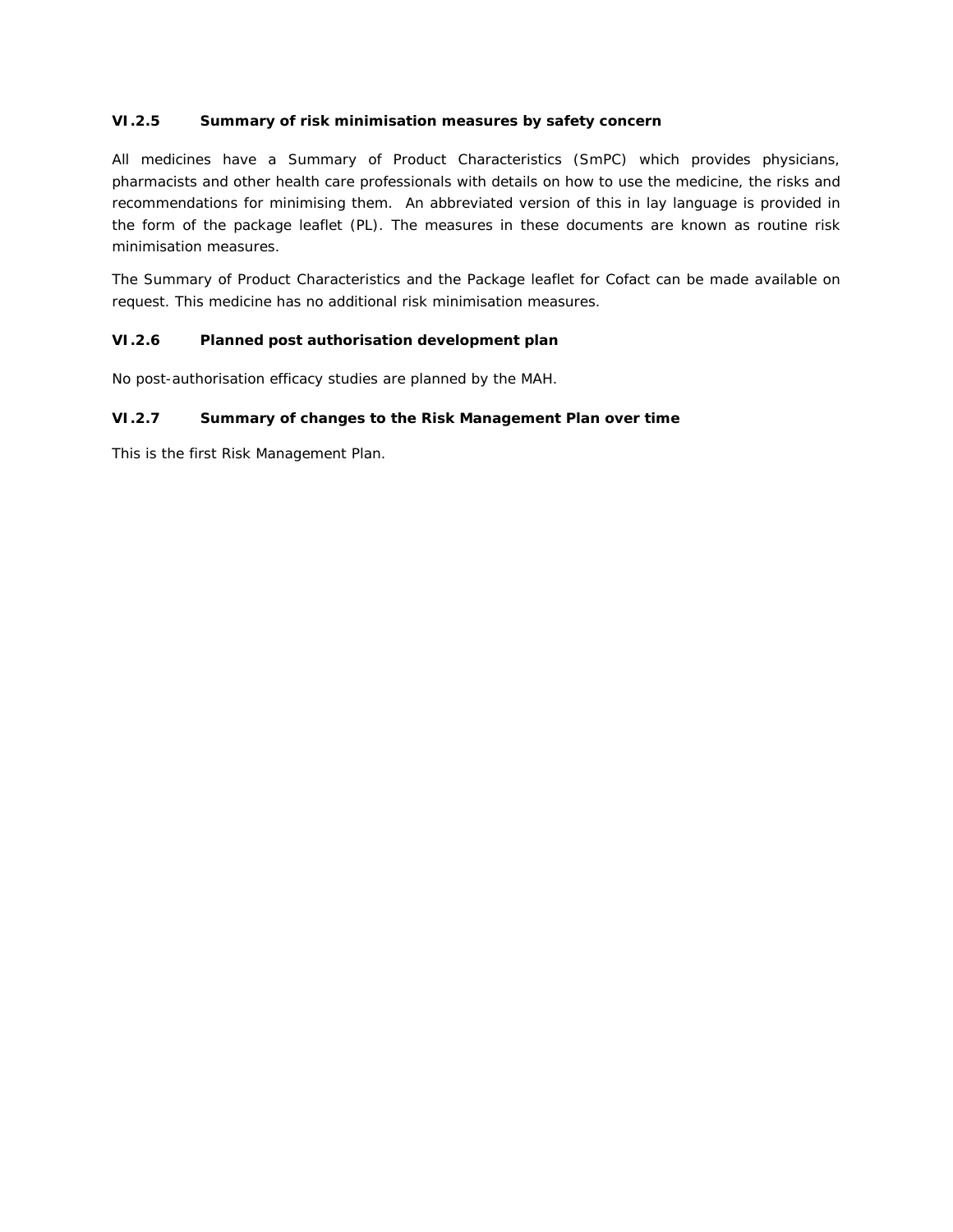### VI.2.5 Summary of risk minimisation measures by safety concern

All medicines have a Summary of Product Characteristics (SmPC) which provides physicians, pharmacists and other health care professionals with details on how to use the medicine, the risks and recommendations for minimising them. An abbreviated version of this in lay language is provided in the form of the package leaflet (PL). The measures in these documents are known as routine risk minimisation measures.

The Summary of Product Characteristics and the Package leaflet for Cofact can be made available on request. This medicine has no additional risk minimisation measures.

### VI.2.6 Planned post authorisation development plan

No post-authorisation efficacy studies are planned by the MAH.

### VI.2.7 Summary of changes to the Risk Management Plan over time

This is the first Risk Management Plan.